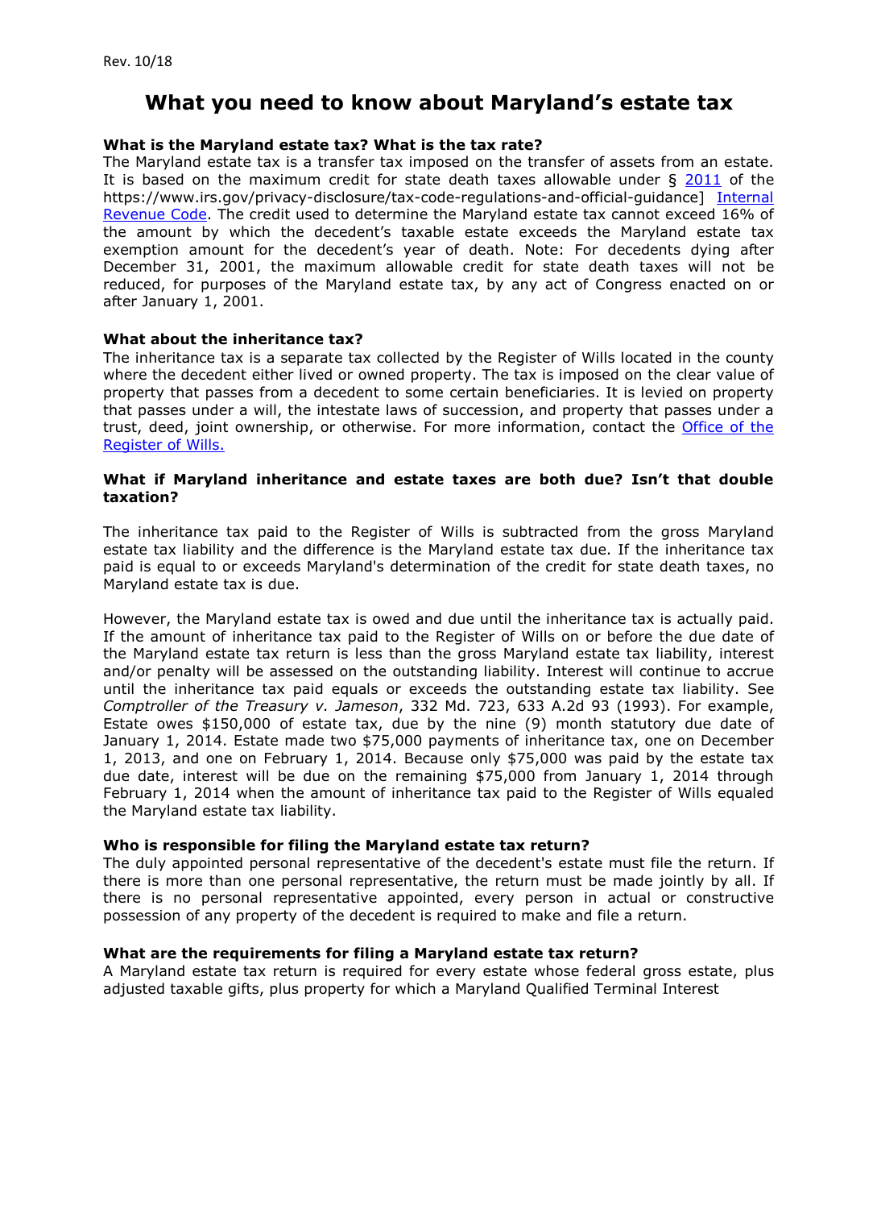Rev. 10/18

# What you need to know about Maryland's estate tax

**What is the Maryland estate tax? What is the tax rate?**

The Maryland estate tax is a transfer tax imposed on the transfer of assets from an estate. It is based on the maximum credit for state death taxes allowable under § 2011 of the https://www.irs.gov/privacy-disclosure/tax-code-regulations-and-official-guidance] Internal Revenue Code. The credit used to determine the Maryland estate tax cannot exceed 16% of the amount by which the decedent's taxable estate exceeds the Maryland estate tax exemption amount for the decedent's year of death. Note: For decedents dying after December 31, 2001, the maximum allowable credit for state death taxes will not be reduced, for purposes of the Maryland estate tax, by any act of Congress enacted on or after January 1, 2001.

**What about the inheritance tax?**

The inheritance tax is a separate tax collected by the Register of Wills located in the county where the decedent either lived or owned property. The tax is imposed on the clear value of property that passes from a decedent to some certain beneficiaries. It is levied on property that passes under a will, the intestate laws of succession, and property that passes under a trust, deed, joint ownership, or otherwise. For more information, contact the Office of the Register of Wills.

**What if Maryland inheritance and estate taxes are both due? Isn't that double taxation?**

The inheritance tax paid to the Register of Wills is subtracted from the gross Maryland estate tax liability and the difference is the Maryland estate tax due. If the inheritance tax paid is equal to or exceeds Maryland's determination of the credit for state death taxes, no Maryland estate tax is due.

However, the Maryland estate tax is owed and due until the inheritance tax is actually paid. If the amount of inheritance tax paid to the Register of Wills on or before the due date of the Maryland estate tax return is less than the gross Maryland estate tax liability, interest and/or penalty will be assessed on the outstanding liability. Interest will continue to accrue until the inheritance tax paid equals or exceeds the outstanding estate tax liability. See *Comptroller of the Treasury v. Jameson*, 332 Md. 723, 633 A.2d 93 (1993). For example, Estate owes $150,000 of estate tax, due by the nine (9) month statutory due date of January 1, 2014. Estate made two $75,000 payments of inheritance tax, one on December 1, 2013, and one on February 1, 2014. Because only $75,000 was paid by the estate tax due date, interest will be due on the remaining $75,000 from January 1, 2014 through February 1, 2014 when the amount of inheritance tax paid to the Register of Wills equaled the Maryland estate tax liability.

**Who is responsible for filing the Maryland estate tax return?**

The duly appointed personal representative of the decedent's estate must file the return. If there is more than one personal representative, the return must be made jointly by all. If there is no personal representative appointed, every person in actual or constructive possession of any property of the decedent is required to make and file a return.

**What are the requirements for filing a Maryland estate tax return?**

A Maryland estate tax return is required for every estate whose federal gross estate, plus adjusted taxable gifts, plus property for which a Maryland Qualified Terminal Interest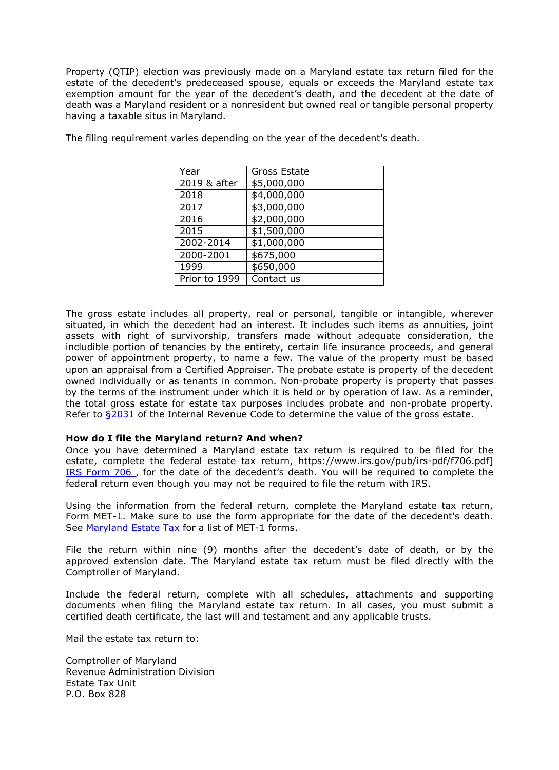Property (QTIP) election was previously made on a Maryland estate tax return filed for the estate of the decedent's predeceased spouse, equals or exceeds the Maryland estate tax exemption amount for the year of the decedent's death, and the decedent at the date of death was a Maryland resident or a nonresident but owned real or tangible personal property having a taxable situs in Maryland.

The filing requirement varies depending on the year of the decedent's death.

| Year | Gross Estate |
|---|---|
| 2019 & after | $5,000,000 |
| 2018 | $4,000,000 |
| 2017 | $3,000,000 |
| 2016 | $2,000,000 |
| 2015 | $1,500,000 |
| 2002-2014 | $1,000,000 |
| 2000-2001 | $675,000 |
| 1999 | $650,000 |
| Prior to 1999 | Contact us |

The gross estate includes all property, real or personal, tangible or intangible, wherever situated, in which the decedent had an interest. It includes such items as annuities, joint assets with right of survivorship, transfers made without adequate consideration, the includible portion of tenancies by the entirety, certain life insurance proceeds, and general power of appointment property, to name a few. The value of the property must be based upon an appraisal from a Certified Appraiser. The probate estate is property of the decedent owned individually or as tenants in common. Non-probate property is property that passes by the terms of the instrument under which it is held or by operation of law. As a reminder, the total gross estate for estate tax purposes includes probate and non-probate property. Refer to §2031 of the Internal Revenue Code to determine the value of the gross estate.

**How do I file the Maryland return? And when?**

Once you have determined a Maryland estate tax return is required to be filed for the estate, complete the federal estate tax return, https://www.irs.gov/pub/irs-pdf/f706.pdf] IRS Form 706 , for the date of the decedent's death. You will be required to complete the federal return even though you may not be required to file the return with IRS.

Using the information from the federal return, complete the Maryland estate tax return, Form MET-1. Make sure to use the form appropriate for the date of the decedent's death. See Maryland Estate Tax for a list of MET-1 forms.

File the return within nine (9) months after the decedent's date of death, or by the approved extension date. The Maryland estate tax return must be filed directly with the Comptroller of Maryland.

Include the federal return, complete with all schedules, attachments and supporting documents when filing the Maryland estate tax return. In all cases, you must submit a certified death certificate, the last will and testament and any applicable trusts.

Mail the estate tax return to:

Comptroller of Maryland
Revenue Administration Division
Estate Tax Unit
P.O. Box 828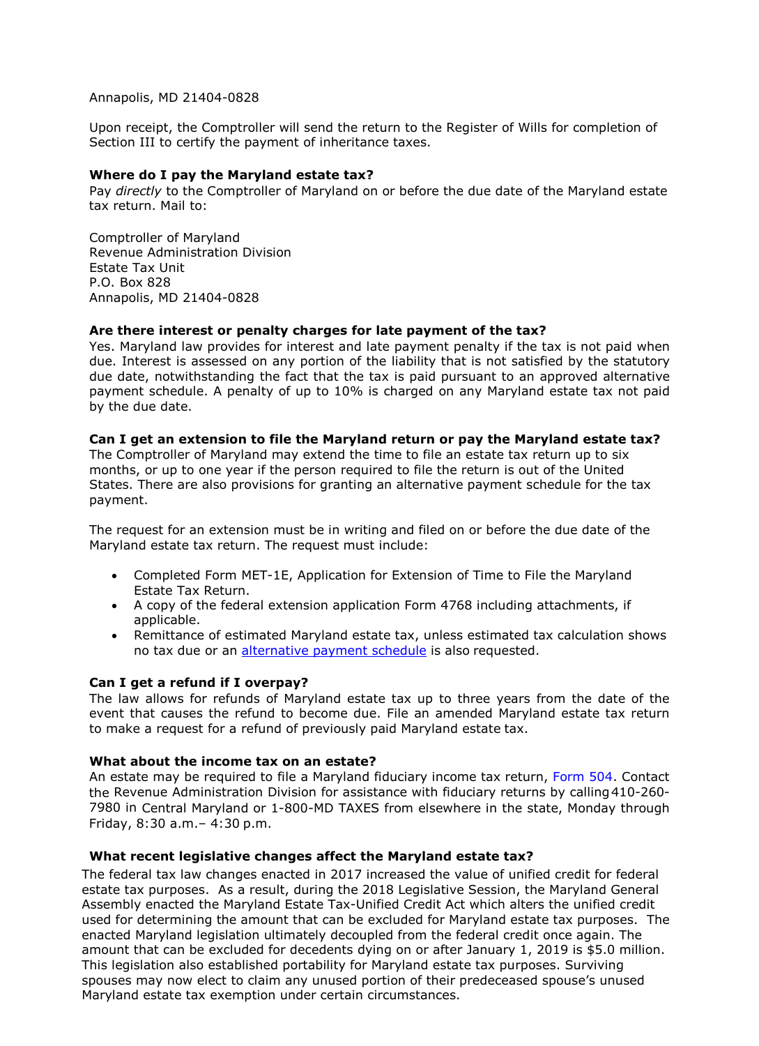Annapolis, MD 21404-0828

Upon receipt, the Comptroller will send the return to the Register of Wills for completion of Section III to certify the payment of inheritance taxes.

**Where do I pay the Maryland estate tax?**

Pay *directly* to the Comptroller of Maryland on or before the due date of the Maryland estate tax return. Mail to:

Comptroller of Maryland
Revenue Administration Division
Estate Tax Unit
P.O. Box 828
Annapolis, MD 21404-0828

**Are there interest or penalty charges for late payment of the tax?**

Yes. Maryland law provides for interest and late payment penalty if the tax is not paid when due. Interest is assessed on any portion of the liability that is not satisfied by the statutory due date, notwithstanding the fact that the tax is paid pursuant to an approved alternative payment schedule. A penalty of up to 10% is charged on any Maryland estate tax not paid by the due date.

**Can I get an extension to file the Maryland return or pay the Maryland estate tax?**

The Comptroller of Maryland may extend the time to file an estate tax return up to six months, or up to one year if the person required to file the return is out of the United States. There are also provisions for granting an alternative payment schedule for the tax payment.

The request for an extension must be in writing and filed on or before the due date of the Maryland estate tax return. The request must include:

- Completed Form MET-1E, Application for Extension of Time to File the Maryland Estate Tax Return.
- A copy of the federal extension application Form 4768 including attachments, if applicable.
- Remittance of estimated Maryland estate tax, unless estimated tax calculation shows no tax due or an alternative payment schedule is also requested.

**Can I get a refund if I overpay?**

The law allows for refunds of Maryland estate tax up to three years from the date of the event that causes the refund to become due. File an amended Maryland estate tax return to make a request for a refund of previously paid Maryland estate tax.

**What about the income tax on an estate?**

An estate may be required to file a Maryland fiduciary income tax return, Form 504. Contact the Revenue Administration Division for assistance with fiduciary returns by calling 410-260-7980 in Central Maryland or 1-800-MD TAXES from elsewhere in the state, Monday through Friday, 8:30 a.m.– 4:30 p.m.

**What recent legislative changes affect the Maryland estate tax?**

The federal tax law changes enacted in 2017 increased the value of unified credit for federal estate tax purposes. As a result, during the 2018 Legislative Session, the Maryland General Assembly enacted the Maryland Estate Tax-Unified Credit Act which alters the unified credit used for determining the amount that can be excluded for Maryland estate tax purposes. The enacted Maryland legislation ultimately decoupled from the federal credit once again. The amount that can be excluded for decedents dying on or after January 1, 2019 is $5.0 million. This legislation also established portability for Maryland estate tax purposes. Surviving spouses may now elect to claim any unused portion of their predeceased spouse's unused Maryland estate tax exemption under certain circumstances.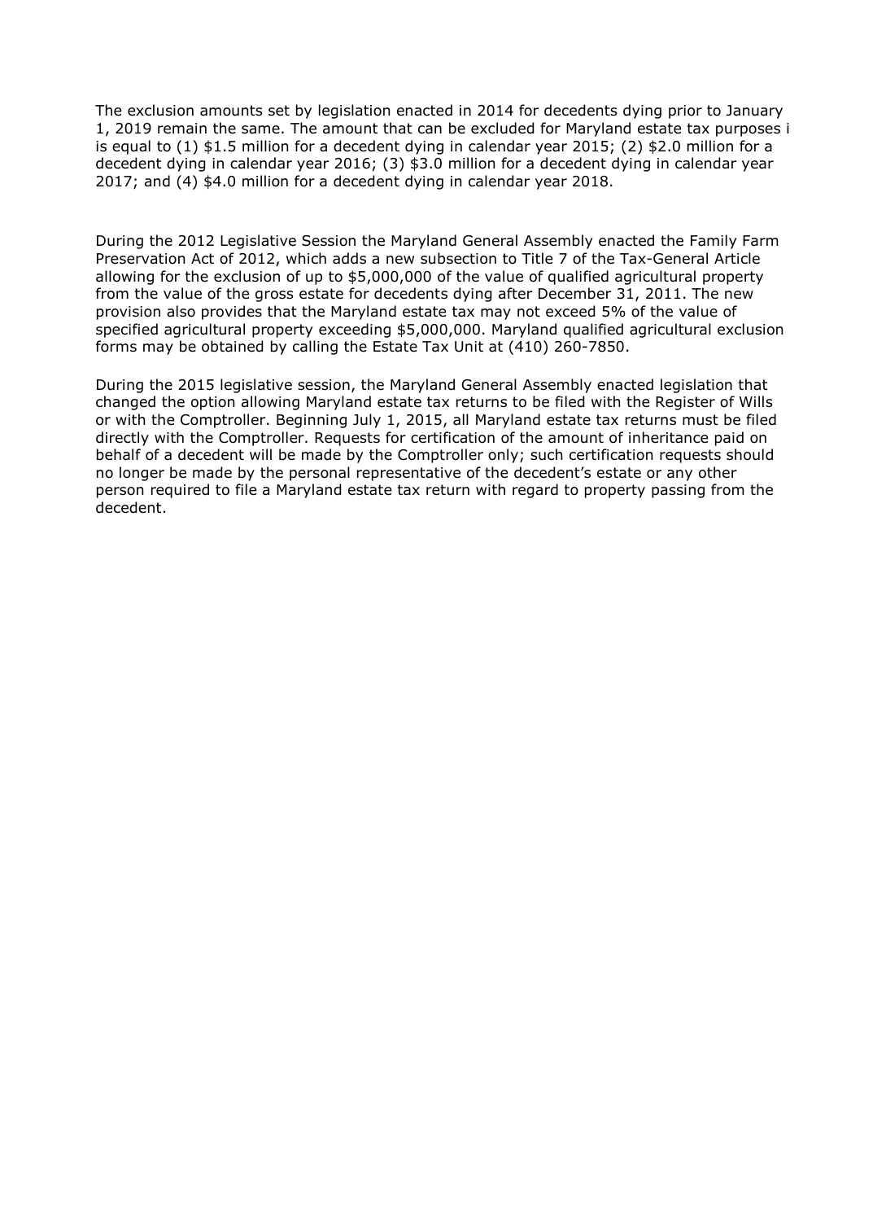The exclusion amounts set by legislation enacted in 2014 for decedents dying prior to January 1, 2019 remain the same. The amount that can be excluded for Maryland estate tax purposes i is equal to (1) $1.5 million for a decedent dying in calendar year 2015; (2) $2.0 million for a decedent dying in calendar year 2016; (3) $3.0 million for a decedent dying in calendar year 2017; and (4) $4.0 million for a decedent dying in calendar year 2018.

During the 2012 Legislative Session the Maryland General Assembly enacted the Family Farm Preservation Act of 2012, which adds a new subsection to Title 7 of the Tax-General Article allowing for the exclusion of up to $5,000,000 of the value of qualified agricultural property from the value of the gross estate for decedents dying after December 31, 2011. The new provision also provides that the Maryland estate tax may not exceed 5% of the value of specified agricultural property exceeding $5,000,000. Maryland qualified agricultural exclusion forms may be obtained by calling the Estate Tax Unit at (410) 260-7850.

During the 2015 legislative session, the Maryland General Assembly enacted legislation that changed the option allowing Maryland estate tax returns to be filed with the Register of Wills or with the Comptroller. Beginning July 1, 2015, all Maryland estate tax returns must be filed directly with the Comptroller. Requests for certification of the amount of inheritance paid on behalf of a decedent will be made by the Comptroller only; such certification requests should no longer be made by the personal representative of the decedent's estate or any other person required to file a Maryland estate tax return with regard to property passing from the decedent.